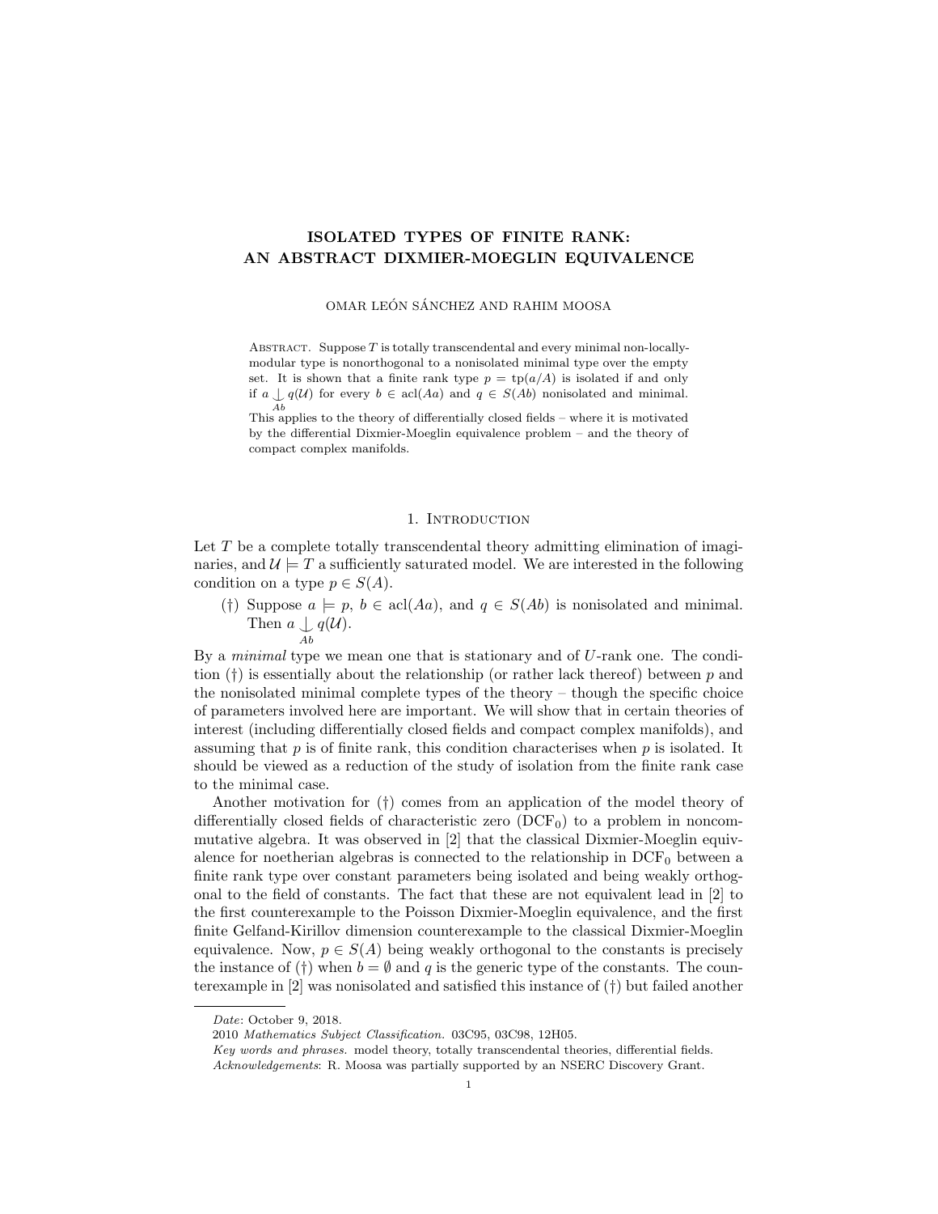# ISOLATED TYPES OF FINITE RANK: AN ABSTRACT DIXMIER-MOEGLIN EQUIVALENCE

OMAR LEÓN SÁNCHEZ AND RAHIM MOOSA

Abstract. Suppose $T$ is totally transcendental and every minimal non-locally-modular type is nonorthogonal to a nonisolated minimal type over the empty set. It is shown that a finite rank type $p = \mathrm{tp}(a/A)$ is isolated if and only if $a \underset{Ab}{\perp} q(\mathcal{U})$ for every $b \in \mathrm{acl}(Aa)$ and $q \in S(Ab)$ nonisolated and minimal. This applies to the theory of differentially closed fields – where it is motivated by the differential Dixmier-Moeglin equivalence problem – and the theory of compact complex manifolds.

## 1. Introduction

Let $T$ be a complete totally transcendental theory admitting elimination of imaginaries, and $\mathcal{U} \models T$ a sufficiently saturated model. We are interested in the following condition on a type $p \in S(A)$.

(†) Suppose $a \models p$, $b \in \mathrm{acl}(Aa)$, and $q \in S(Ab)$ is nonisolated and minimal. Then $a \underset{Ab}{\perp} q(\mathcal{U})$.

By a *minimal* type we mean one that is stationary and of $U$-rank one. The condition (†) is essentially about the relationship (or rather lack thereof) between $p$ and the nonisolated minimal complete types of the theory – though the specific choice of parameters involved here are important. We will show that in certain theories of interest (including differentially closed fields and compact complex manifolds), and assuming that $p$ is of finite rank, this condition characterises when $p$ is isolated. It should be viewed as a reduction of the study of isolation from the finite rank case to the minimal case.

Another motivation for (†) comes from an application of the model theory of differentially closed fields of characteristic zero ($\mathrm{DCF}_0$) to a problem in noncommutative algebra. It was observed in [2] that the classical Dixmier-Moeglin equivalence for noetherian algebras is connected to the relationship in $\mathrm{DCF}_0$ between a finite rank type over constant parameters being isolated and being weakly orthogonal to the field of constants. The fact that these are not equivalent lead in [2] to the first counterexample to the Poisson Dixmier-Moeglin equivalence, and the first finite Gelfand-Kirillov dimension counterexample to the classical Dixmier-Moeglin equivalence. Now, $p \in S(A)$ being weakly orthogonal to the constants is precisely the instance of (†) when $b = \emptyset$ and $q$ is the generic type of the constants. The counterexample in [2] was nonisolated and satisfied this instance of (†) but failed another

---

*Date*: October 9, 2018.

2010 *Mathematics Subject Classification.* 03C95, 03C98, 12H05.

*Key words and phrases.* model theory, totally transcendental theories, differential fields.

*Acknowledgements*: R. Moosa was partially supported by an NSERC Discovery Grant.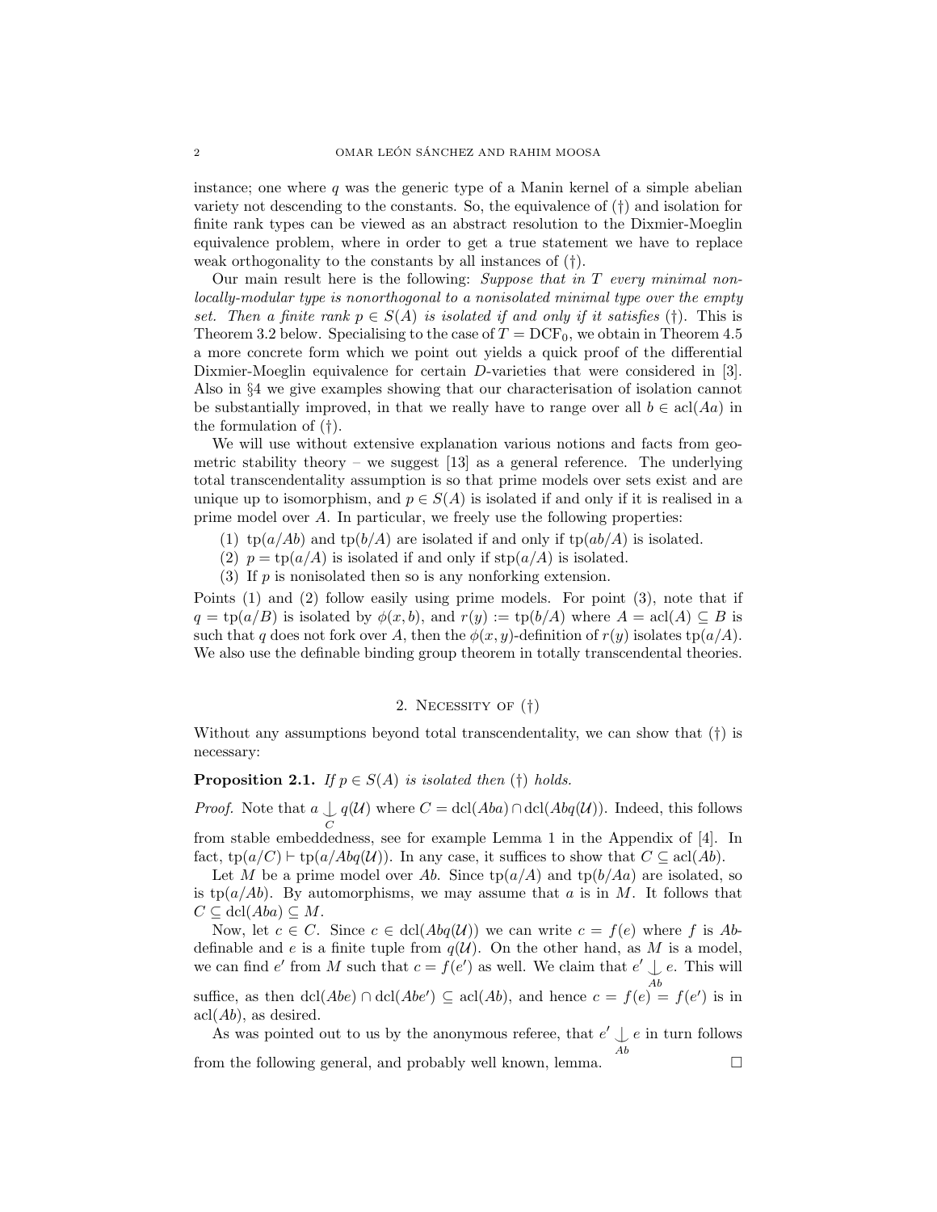instance; one where $q$ was the generic type of a Manin kernel of a simple abelian variety not descending to the constants. So, the equivalence of (†) and isolation for finite rank types can be viewed as an abstract resolution to the Dixmier-Moeglin equivalence problem, where in order to get a true statement we have to replace weak orthogonality to the constants by all instances of (†).

Our main result here is the following: *Suppose that in $T$ every minimal non-locally-modular type is nonorthogonal to a nonisolated minimal type over the empty set. Then a finite rank $p \in S(A)$ is isolated if and only if it satisfies (†).* This is Theorem 3.2 below. Specialising to the case of $T = \mathrm{DCF}_0$, we obtain in Theorem 4.5 a more concrete form which we point out yields a quick proof of the differential Dixmier-Moeglin equivalence for certain $D$-varieties that were considered in [3]. Also in §4 we give examples showing that our characterisation of isolation cannot be substantially improved, in that we really have to range over all $b \in \mathrm{acl}(Aa)$ in the formulation of (†).

We will use without extensive explanation various notions and facts from geometric stability theory – we suggest [13] as a general reference. The underlying total transcendentality assumption is so that prime models over sets exist and are unique up to isomorphism, and $p \in S(A)$ is isolated if and only if it is realised in a prime model over $A$. In particular, we freely use the following properties:

1. $\mathrm{tp}(a/Ab)$ and $\mathrm{tp}(b/A)$ are isolated if and only if $\mathrm{tp}(ab/A)$ is isolated.
2. $p = \mathrm{tp}(a/A)$ is isolated if and only if $\mathrm{stp}(a/A)$ is isolated.
3. If $p$ is nonisolated then so is any nonforking extension.

Points (1) and (2) follow easily using prime models. For point (3), note that if $q = \mathrm{tp}(a/B)$ is isolated by $\phi(x, b)$, and $r(y) := \mathrm{tp}(b/A)$ where $A = \mathrm{acl}(A) \subseteq B$ is such that $q$ does not fork over $A$, then the $\phi(x, y)$-definition of $r(y)$ isolates $\mathrm{tp}(a/A)$. We also use the definable binding group theorem in totally transcendental theories.

## 2. Necessity of (†)

Without any assumptions beyond total transcendentality, we can show that (†) is necessary:

**Proposition 2.1.** *If $p \in S(A)$ is isolated then (†) holds.*

*Proof.* Note that $a \mathop{\smile\!\!\!\!\!\!\mid}_C q(\mathcal{U})$ where $C = \mathrm{dcl}(Aba) \cap \mathrm{dcl}(Abq(\mathcal{U}))$. Indeed, this follows from stable embeddedness, see for example Lemma 1 in the Appendix of [4]. In fact, $\mathrm{tp}(a/C) \vdash \mathrm{tp}(a/Abq(\mathcal{U}))$. In any case, it suffices to show that $C \subseteq \mathrm{acl}(Ab)$.

Let $M$ be a prime model over $Ab$. Since $\mathrm{tp}(a/A)$ and $\mathrm{tp}(b/Aa)$ are isolated, so is $\mathrm{tp}(a/Ab)$. By automorphisms, we may assume that $a$ is in $M$. It follows that $C \subseteq \mathrm{dcl}(Aba) \subseteq M$.

Now, let $c \in C$. Since $c \in \mathrm{dcl}(Abq(\mathcal{U}))$ we can write $c = f(e)$ where $f$ is $Ab$-definable and $e$ is a finite tuple from $q(\mathcal{U})$. On the other hand, as $M$ is a model, we can find $e'$ from $M$ such that $c = f(e')$ as well. We claim that $e' \mathop{\smile\!\!\!\!\!\!\mid}_{Ab} e$. This will suffice, as then $\mathrm{dcl}(Abe) \cap \mathrm{dcl}(Abe') \subseteq \mathrm{acl}(Ab)$, and hence $c = f(e) = f(e')$ is in $\mathrm{acl}(Ab)$, as desired.

As was pointed out to us by the anonymous referee, that $e' \mathop{\smile\!\!\!\!\!\!\mid}_{Ab} e$ in turn follows from the following general, and probably well known, lemma. ☐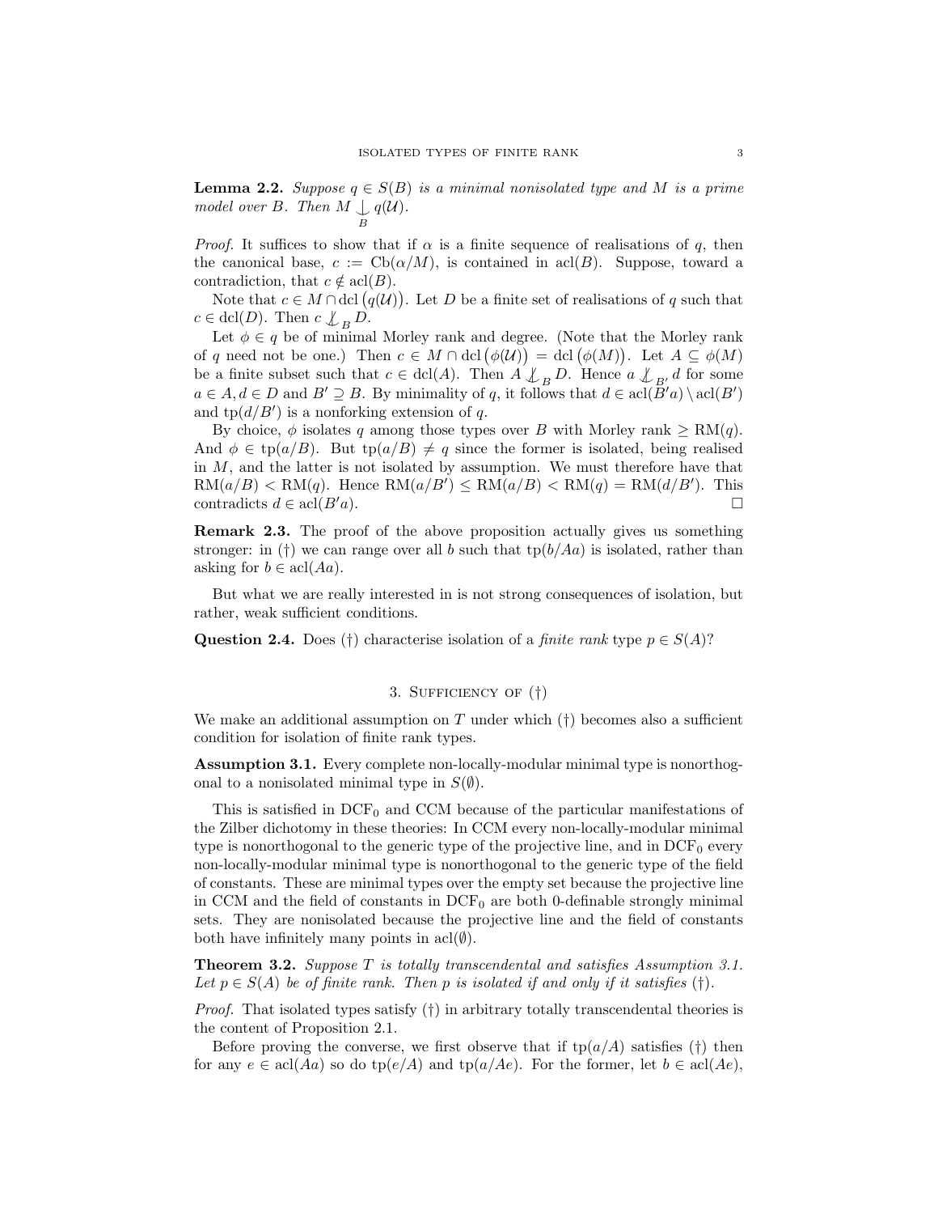**Lemma 2.2.** *Suppose $q \in S(B)$ is a minimal nonisolated type and $M$ is a prime model over $B$. Then $M \underset{B}{\downarrow} q(\mathcal{U})$.*

*Proof.* It suffices to show that if $\alpha$ is a finite sequence of realisations of $q$, then the canonical base, $c := \mathrm{Cb}(\alpha/M)$, is contained in $\mathrm{acl}(B)$. Suppose, toward a contradiction, that $c \notin \mathrm{acl}(B)$.

Note that $c \in M \cap \mathrm{dcl}\big(q(\mathcal{U})\big)$. Let $D$ be a finite set of realisations of $q$ such that $c \in \mathrm{dcl}(D)$. Then $c \not\downarrow_B D$.

Let $\phi \in q$ be of minimal Morley rank and degree. (Note that the Morley rank of $q$ need not be one.) Then $c \in M \cap \mathrm{dcl}\big(\phi(\mathcal{U})\big) = \mathrm{dcl}\big(\phi(M)\big)$. Let $A \subseteq \phi(M)$ be a finite subset such that $c \in \mathrm{dcl}(A)$. Then $A \not\downarrow_B D$. Hence $a \not\downarrow_{B'} d$ for some $a \in A, d \in D$ and $B' \supseteq B$. By minimality of $q$, it follows that $d \in \mathrm{acl}(B'a) \setminus \mathrm{acl}(B')$ and $\mathrm{tp}(d/B')$ is a nonforking extension of $q$.

By choice, $\phi$ isolates $q$ among those types over $B$ with Morley rank $\geq \mathrm{RM}(q)$. And $\phi \in \mathrm{tp}(a/B)$. But $\mathrm{tp}(a/B) \neq q$ since the former is isolated, being realised in $M$, and the latter is not isolated by assumption. We must therefore have that $\mathrm{RM}(a/B) < \mathrm{RM}(q)$. Hence $\mathrm{RM}(a/B') \leq \mathrm{RM}(a/B) < \mathrm{RM}(q) = \mathrm{RM}(d/B')$. This contradicts $d \in \mathrm{acl}(B'a)$. $\square$

**Remark 2.3.** The proof of the above proposition actually gives us something stronger: in (†) we can range over all $b$ such that $\mathrm{tp}(b/Aa)$ is isolated, rather than asking for $b \in \mathrm{acl}(Aa)$.

But what we are really interested in is not strong consequences of isolation, but rather, weak sufficient conditions.

**Question 2.4.** Does (†) characterise isolation of a *finite rank* type $p \in S(A)$?

## 3. Sufficiency of (†)

We make an additional assumption on $T$ under which (†) becomes also a sufficient condition for isolation of finite rank types.

**Assumption 3.1.** Every complete non-locally-modular minimal type is nonorthogonal to a nonisolated minimal type in $S(\emptyset)$.

This is satisfied in $\mathrm{DCF}_0$ and CCM because of the particular manifestations of the Zilber dichotomy in these theories: In CCM every non-locally-modular minimal type is nonorthogonal to the generic type of the projective line, and in $\mathrm{DCF}_0$ every non-locally-modular minimal type is nonorthogonal to the generic type of the field of constants. These are minimal types over the empty set because the projective line in CCM and the field of constants in $\mathrm{DCF}_0$ are both 0-definable strongly minimal sets. They are nonisolated because the projective line and the field of constants both have infinitely many points in $\mathrm{acl}(\emptyset)$.

**Theorem 3.2.** *Suppose $T$ is totally transcendental and satisfies Assumption 3.1. Let $p \in S(A)$ be of finite rank. Then $p$ is isolated if and only if it satisfies (†).*

*Proof.* That isolated types satisfy (†) in arbitrary totally transcendental theories is the content of Proposition 2.1.

Before proving the converse, we first observe that if $\mathrm{tp}(a/A)$ satisfies (†) then for any $e \in \mathrm{acl}(Aa)$ so do $\mathrm{tp}(e/A)$ and $\mathrm{tp}(a/Ae)$. For the former, let $b \in \mathrm{acl}(Ae)$,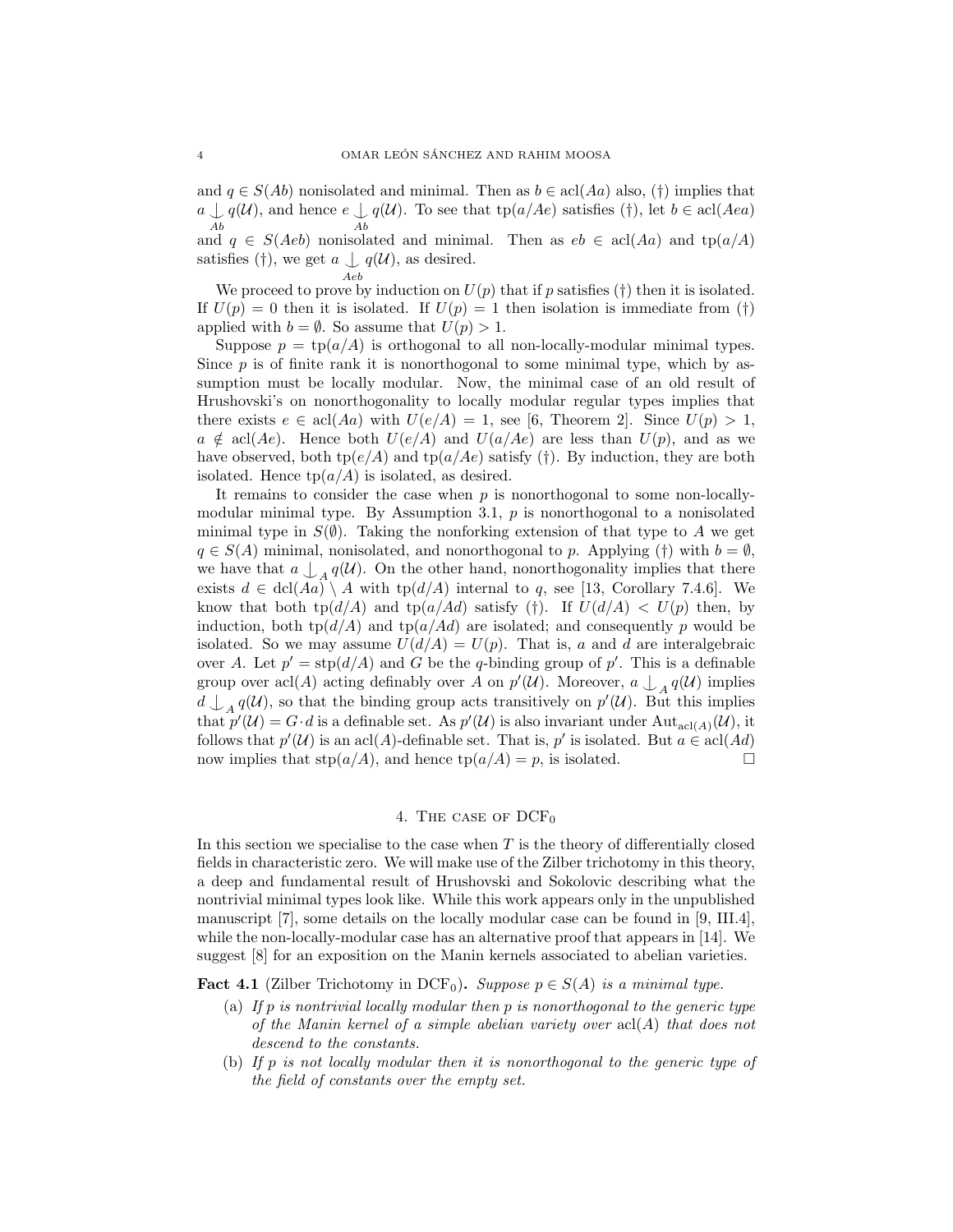and $q \in S(Ab)$ nonisolated and minimal. Then as $b \in \mathrm{acl}(Aa)$ also, (†) implies that $a \mathop{\smile\!\!\!\!\!\!|}_{Ab} q(\mathcal{U})$, and hence $e \mathop{\smile\!\!\!\!\!\!|}_{Ab} q(\mathcal{U})$. To see that $\mathrm{tp}(a/Ae)$ satisfies (†), let $b \in \mathrm{acl}(Aea)$ and $q \in S(Aeb)$ nonisolated and minimal. Then as $eb \in \mathrm{acl}(Aa)$ and $\mathrm{tp}(a/A)$ satisfies (†), we get $a \mathop{\smile\!\!\!\!\!\!|}_{Aeb} q(\mathcal{U})$, as desired.

We proceed to prove by induction on $U(p)$ that if $p$ satisfies (†) then it is isolated. If $U(p) = 0$ then it is isolated. If $U(p) = 1$ then isolation is immediate from (†) applied with $b = \emptyset$. So assume that $U(p) > 1$.

Suppose $p = \mathrm{tp}(a/A)$ is orthogonal to all non-locally-modular minimal types. Since $p$ is of finite rank it is nonorthogonal to some minimal type, which by assumption must be locally modular. Now, the minimal case of an old result of Hrushovski's on nonorthogonality to locally modular regular types implies that there exists $e \in \mathrm{acl}(Aa)$ with $U(e/A) = 1$, see [6, Theorem 2]. Since $U(p) > 1$, $a \notin \mathrm{acl}(Ae)$. Hence both $U(e/A)$ and $U(a/Ae)$ are less than $U(p)$, and as we have observed, both $\mathrm{tp}(e/A)$ and $\mathrm{tp}(a/Ae)$ satisfy (†). By induction, they are both isolated. Hence $\mathrm{tp}(a/A)$ is isolated, as desired.

It remains to consider the case when $p$ is nonorthogonal to some non-locally-modular minimal type. By Assumption 3.1, $p$ is nonorthogonal to a nonisolated minimal type in $S(\emptyset)$. Taking the nonforking extension of that type to $A$ we get $q \in S(A)$ minimal, nonisolated, and nonorthogonal to $p$. Applying (†) with $b = \emptyset$, we have that $a \mathop{\smile\!\!\!\!\!\!|}_A q(\mathcal{U})$. On the other hand, nonorthogonality implies that there exists $d \in \mathrm{dcl}(Aa) \setminus A$ with $\mathrm{tp}(d/A)$ internal to $q$, see [13, Corollary 7.4.6]. We know that both $\mathrm{tp}(d/A)$ and $\mathrm{tp}(a/Ad)$ satisfy (†). If $U(d/A) < U(p)$ then, by induction, both $\mathrm{tp}(d/A)$ and $\mathrm{tp}(a/Ad)$ are isolated; and consequently $p$ would be isolated. So we may assume $U(d/A) = U(p)$. That is, $a$ and $d$ are interalgebraic over $A$. Let $p' = \mathrm{stp}(d/A)$ and $G$ be the $q$-binding group of $p'$. This is a definable group over $\mathrm{acl}(A)$ acting definably over $A$ on $p'(\mathcal{U})$. Moreover, $a \mathop{\smile\!\!\!\!\!\!|}_A q(\mathcal{U})$ implies $d \mathop{\smile\!\!\!\!\!\!|}_A q(\mathcal{U})$, so that the binding group acts transitively on $p'(\mathcal{U})$. But this implies that $p'(\mathcal{U}) = G \cdot d$ is a definable set. As $p'(\mathcal{U})$ is also invariant under $\mathrm{Aut}_{\mathrm{acl}(A)}(\mathcal{U})$, it follows that $p'(\mathcal{U})$ is an $\mathrm{acl}(A)$-definable set. That is, $p'$ is isolated. But $a \in \mathrm{acl}(Ad)$ now implies that $\mathrm{stp}(a/A)$, and hence $\mathrm{tp}(a/A) = p$, is isolated. □

## 4. The case of $\mathrm{DCF}_0$

In this section we specialise to the case when $T$ is the theory of differentially closed fields in characteristic zero. We will make use of the Zilber trichotomy in this theory, a deep and fundamental result of Hrushovski and Sokolovic describing what the nontrivial minimal types look like. While this work appears only in the unpublished manuscript [7], some details on the locally modular case can be found in [9, III.4], while the non-locally-modular case has an alternative proof that appears in [14]. We suggest [8] for an exposition on the Manin kernels associated to abelian varieties.

**Fact 4.1** (Zilber Trichotomy in $\mathrm{DCF}_0$)**.** *Suppose $p \in S(A)$ is a minimal type.*

(a) *If $p$ is nontrivial locally modular then $p$ is nonorthogonal to the generic type of the Manin kernel of a simple abelian variety over $\mathrm{acl}(A)$ that does not descend to the constants.*

(b) *If $p$ is not locally modular then it is nonorthogonal to the generic type of the field of constants over the empty set.*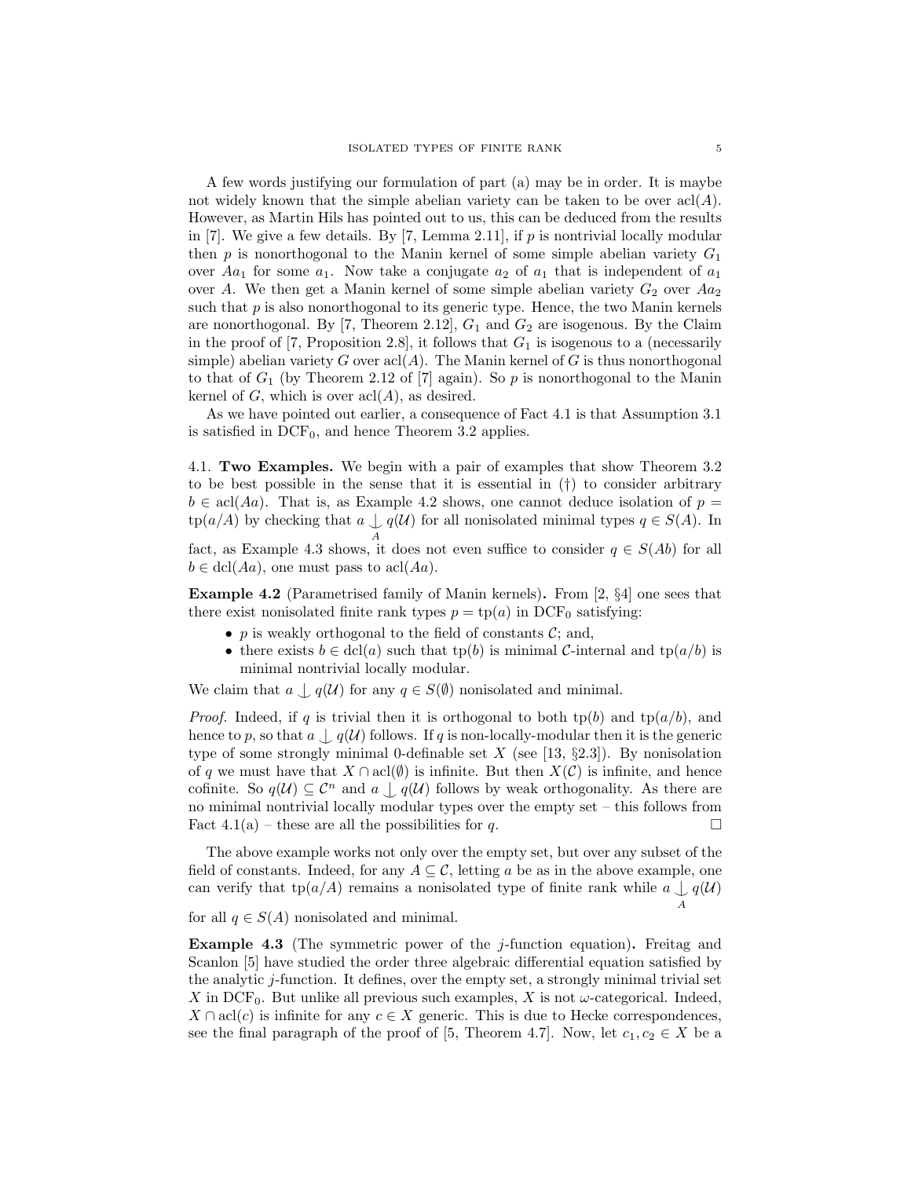A few words justifying our formulation of part (a) may be in order. It is maybe not widely known that the simple abelian variety can be taken to be over $\operatorname{acl}(A)$. However, as Martin Hils has pointed out to us, this can be deduced from the results in [7]. We give a few details. By [7, Lemma 2.11], if $p$ is nontrivial locally modular then $p$ is nonorthogonal to the Manin kernel of some simple abelian variety $G_1$ over $Aa_1$ for some $a_1$. Now take a conjugate $a_2$ of $a_1$ that is independent of $a_1$ over $A$. We then get a Manin kernel of some simple abelian variety $G_2$ over $Aa_2$ such that $p$ is also nonorthogonal to its generic type. Hence, the two Manin kernels are nonorthogonal. By [7, Theorem 2.12], $G_1$ and $G_2$ are isogenous. By the Claim in the proof of [7, Proposition 2.8], it follows that $G_1$ is isogenous to a (necessarily simple) abelian variety $G$ over $\operatorname{acl}(A)$. The Manin kernel of $G$ is thus nonorthogonal to that of $G_1$ (by Theorem 2.12 of [7] again). So $p$ is nonorthogonal to the Manin kernel of $G$, which is over $\operatorname{acl}(A)$, as desired.

As we have pointed out earlier, a consequence of Fact 4.1 is that Assumption 3.1 is satisfied in $\mathrm{DCF}_0$, and hence Theorem 3.2 applies.

4.1. **Two Examples.** We begin with a pair of examples that show Theorem 3.2 to be best possible in the sense that it is essential in (†) to consider arbitrary $b \in \operatorname{acl}(Aa)$. That is, as Example 4.2 shows, one cannot deduce isolation of $p = \operatorname{tp}(a/A)$ by checking that $a \underset{A}{\perp} q(\mathcal{U})$ for all nonisolated minimal types $q \in S(A)$. In fact, as Example 4.3 shows, it does not even suffice to consider $q \in S(Ab)$ for all $b \in \operatorname{dcl}(Aa)$, one must pass to $\operatorname{acl}(Aa)$.

**Example 4.2** (Parametrised family of Manin kernels)**.** From [2, §4] one sees that there exist nonisolated finite rank types $p = \operatorname{tp}(a)$ in $\mathrm{DCF}_0$ satisfying:

- $p$ is weakly orthogonal to the field of constants $\mathcal{C}$; and,
- there exists $b \in \operatorname{dcl}(a)$ such that $\operatorname{tp}(b)$ is minimal $\mathcal{C}$-internal and $\operatorname{tp}(a/b)$ is minimal nontrivial locally modular.

We claim that $a \perp q(\mathcal{U})$ for any $q \in S(\emptyset)$ nonisolated and minimal.

*Proof.* Indeed, if $q$ is trivial then it is orthogonal to both $\operatorname{tp}(b)$ and $\operatorname{tp}(a/b)$, and hence to $p$, so that $a \perp q(\mathcal{U})$ follows. If $q$ is non-locally-modular then it is the generic type of some strongly minimal 0-definable set $X$ (see [13, §2.3]). By nonisolation of $q$ we must have that $X \cap \operatorname{acl}(\emptyset)$ is infinite. But then $X(\mathcal{C})$ is infinite, and hence cofinite. So $q(\mathcal{U}) \subseteq \mathcal{C}^n$ and $a \perp q(\mathcal{U})$ follows by weak orthogonality. As there are no minimal nontrivial locally modular types over the empty set – this follows from Fact 4.1(a) – these are all the possibilities for $q$. $\square$

The above example works not only over the empty set, but over any subset of the field of constants. Indeed, for any $A \subseteq \mathcal{C}$, letting $a$ be as in the above example, one can verify that $\operatorname{tp}(a/A)$ remains a nonisolated type of finite rank while $a \underset{A}{\perp} q(\mathcal{U})$ for all $q \in S(A)$ nonisolated and minimal.

**Example 4.3** (The symmetric power of the $j$-function equation)**.** Freitag and Scanlon [5] have studied the order three algebraic differential equation satisfied by the analytic $j$-function. It defines, over the empty set, a strongly minimal trivial set $X$ in $\mathrm{DCF}_0$. But unlike all previous such examples, $X$ is not $\omega$-categorical. Indeed, $X \cap \operatorname{acl}(c)$ is infinite for any $c \in X$ generic. This is due to Hecke correspondences, see the final paragraph of the proof of [5, Theorem 4.7]. Now, let $c_1, c_2 \in X$ be a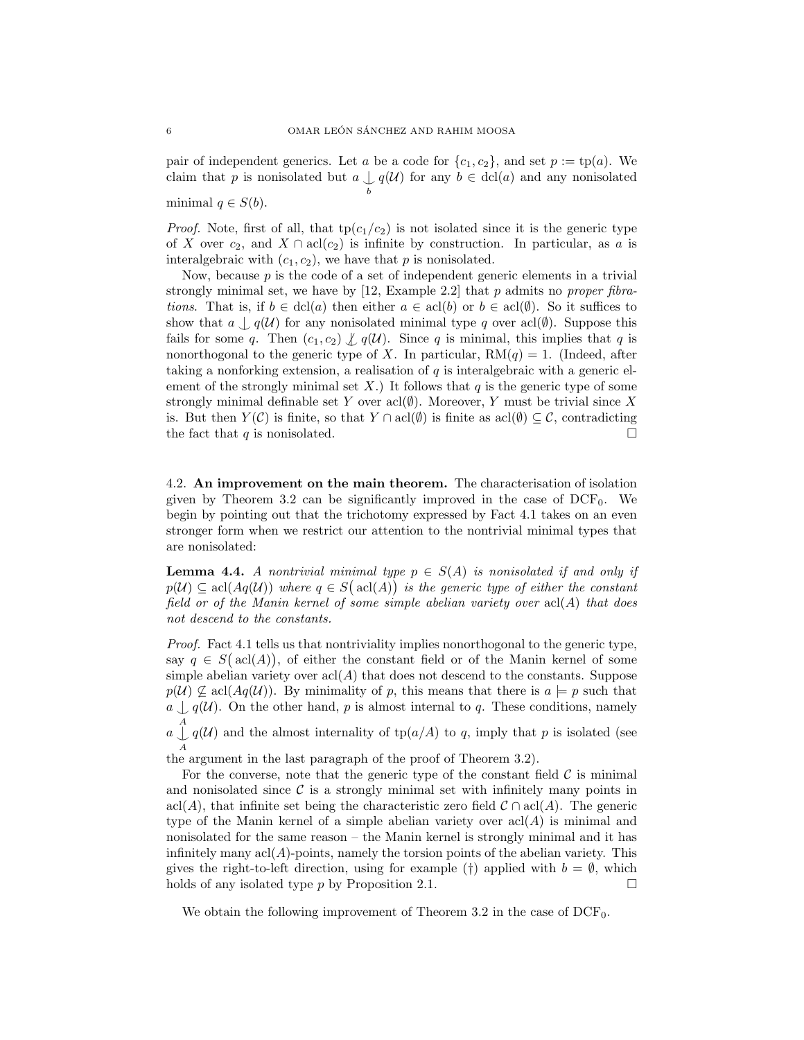pair of independent generics. Let $a$ be a code for $\{c_1, c_2\}$, and set $p := \mathrm{tp}(a)$. We claim that $p$ is nonisolated but $a \underset{b}{\perp} q(\mathcal{U})$ for any $b \in \mathrm{dcl}(a)$ and any nonisolated minimal $q \in S(b)$.

*Proof.* Note, first of all, that $\mathrm{tp}(c_1/c_2)$ is not isolated since it is the generic type of $X$ over $c_2$, and $X \cap \mathrm{acl}(c_2)$ is infinite by construction. In particular, as $a$ is interalgebraic with $(c_1, c_2)$, we have that $p$ is nonisolated.

Now, because $p$ is the code of a set of independent generic elements in a trivial strongly minimal set, we have by [12, Example 2.2] that $p$ admits no *proper fibrations*. That is, if $b \in \mathrm{dcl}(a)$ then either $a \in \mathrm{acl}(b)$ or $b \in \mathrm{acl}(\emptyset)$. So it suffices to show that $a \perp q(\mathcal{U})$ for any nonisolated minimal type $q$ over $\mathrm{acl}(\emptyset)$. Suppose this fails for some $q$. Then $(c_1, c_2) \not\perp q(\mathcal{U})$. Since $q$ is minimal, this implies that $q$ is nonorthogonal to the generic type of $X$. In particular, $\mathrm{RM}(q) = 1$. (Indeed, after taking a nonforking extension, a realisation of $q$ is interalgebraic with a generic element of the strongly minimal set $X$.) It follows that $q$ is the generic type of some strongly minimal definable set $Y$ over $\mathrm{acl}(\emptyset)$. Moreover, $Y$ must be trivial since $X$ is. But then $Y(\mathcal{C})$ is finite, so that $Y \cap \mathrm{acl}(\emptyset)$ is finite as $\mathrm{acl}(\emptyset) \subseteq \mathcal{C}$, contradicting the fact that $q$ is nonisolated. $\square$

## 4.2. An improvement on the main theorem.

The characterisation of isolation given by Theorem 3.2 can be significantly improved in the case of $\mathrm{DCF}_0$. We begin by pointing out that the trichotomy expressed by Fact 4.1 takes on an even stronger form when we restrict our attention to the nontrivial minimal types that are nonisolated:

**Lemma 4.4.** *A nontrivial minimal type $p \in S(A)$ is nonisolated if and only if $p(\mathcal{U}) \subseteq \mathrm{acl}(Aq(\mathcal{U}))$ where $q \in S\big(\mathrm{acl}(A)\big)$ is the generic type of either the constant field or of the Manin kernel of some simple abelian variety over $\mathrm{acl}(A)$ that does not descend to the constants.*

*Proof.* Fact 4.1 tells us that nontriviality implies nonorthogonal to the generic type, say $q \in S\big(\mathrm{acl}(A)\big)$, of either the constant field or of the Manin kernel of some simple abelian variety over $\mathrm{acl}(A)$ that does not descend to the constants. Suppose $p(\mathcal{U}) \not\subseteq \mathrm{acl}(Aq(\mathcal{U}))$. By minimality of $p$, this means that there is $a \models p$ such that $a \underset{A}{\perp} q(\mathcal{U})$. On the other hand, $p$ is almost internal to $q$. These conditions, namely $a \underset{A}{\perp} q(\mathcal{U})$ and the almost internality of $\mathrm{tp}(a/A)$ to $q$, imply that $p$ is isolated (see the argument in the last paragraph of the proof of Theorem 3.2).

For the converse, note that the generic type of the constant field $\mathcal{C}$ is minimal and nonisolated since $\mathcal{C}$ is a strongly minimal set with infinitely many points in $\mathrm{acl}(A)$, that infinite set being the characteristic zero field $\mathcal{C} \cap \mathrm{acl}(A)$. The generic type of the Manin kernel of a simple abelian variety over $\mathrm{acl}(A)$ is minimal and nonisolated for the same reason – the Manin kernel is strongly minimal and it has infinitely many $\mathrm{acl}(A)$-points, namely the torsion points of the abelian variety. This gives the right-to-left direction, using for example (†) applied with $b = \emptyset$, which holds of any isolated type $p$ by Proposition 2.1. $\square$

We obtain the following improvement of Theorem 3.2 in the case of $\mathrm{DCF}_0$.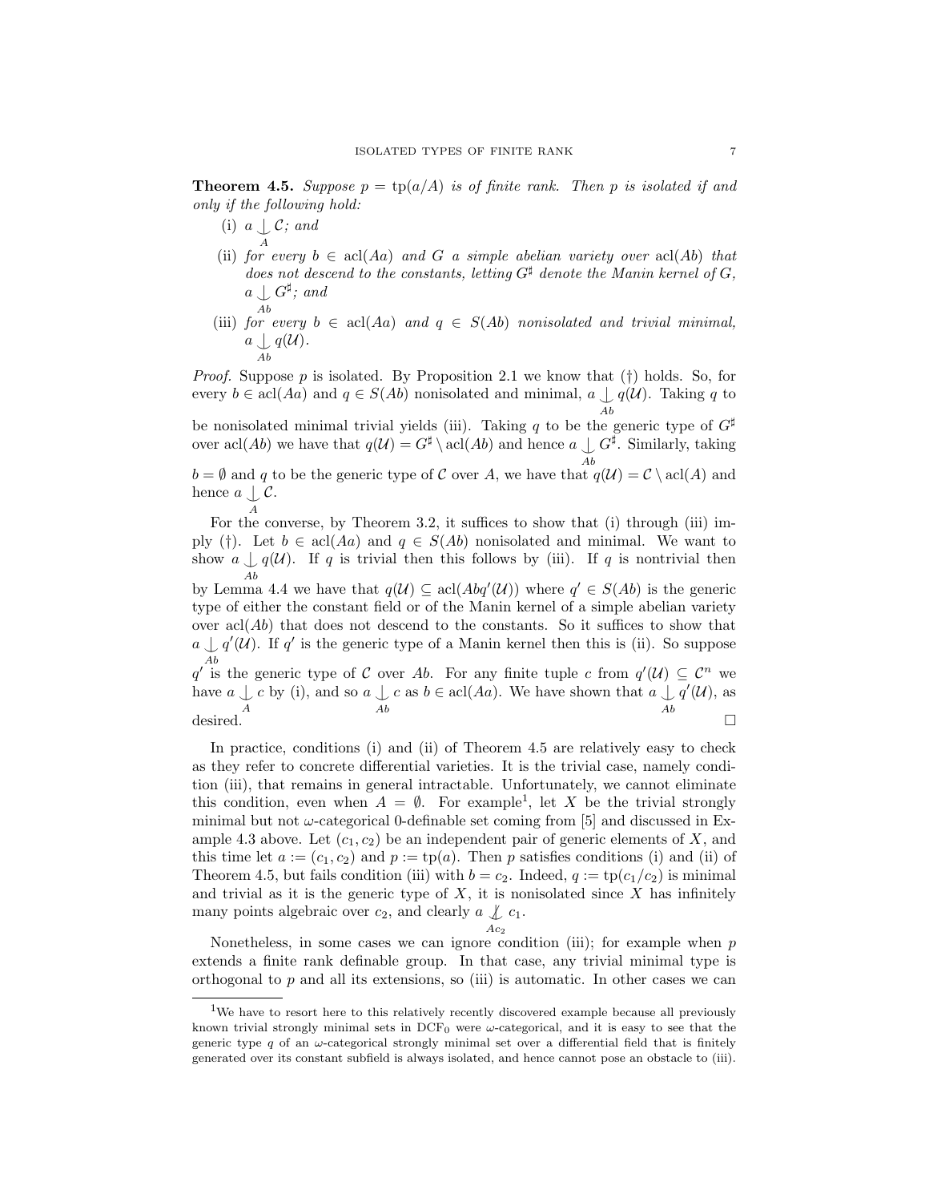**Theorem 4.5.** *Suppose $p = \operatorname{tp}(a/A)$ is of finite rank. Then $p$ is isolated if and only if the following hold:*

(i) $a \mathop{\smile\!\!\!\!\!\mid}\limits_{A} \mathcal{C}$*; and*

(ii) *for every $b \in \operatorname{acl}(Aa)$ and $G$ a simple abelian variety over $\operatorname{acl}(Ab)$ that does not descend to the constants, letting $G^\sharp$ denote the Manin kernel of $G$, $a \mathop{\smile\!\!\!\!\!\mid}\limits_{Ab} G^\sharp$; and*

(iii) *for every $b \in \operatorname{acl}(Aa)$ and $q \in S(Ab)$ nonisolated and trivial minimal, $a \mathop{\smile\!\!\!\!\!\mid}\limits_{Ab} q(\mathcal{U})$.*

*Proof.* Suppose $p$ is isolated. By Proposition 2.1 we know that (†) holds. So, for every $b \in \operatorname{acl}(Aa)$ and $q \in S(Ab)$ nonisolated and minimal, $a \mathop{\smile\!\!\!\!\!\mid}\limits_{Ab} q(\mathcal{U})$. Taking $q$ to be nonisolated minimal trivial yields (iii). Taking $q$ to be the generic type of $G^\sharp$ over $\operatorname{acl}(Ab)$ we have that $q(\mathcal{U}) = G^\sharp \setminus \operatorname{acl}(Ab)$ and hence $a \mathop{\smile\!\!\!\!\!\mid}\limits_{Ab} G^\sharp$. Similarly, taking $b = \emptyset$ and $q$ to be the generic type of $\mathcal{C}$ over $A$, we have that $q(\mathcal{U}) = \mathcal{C} \setminus \operatorname{acl}(A)$ and hence $a \mathop{\smile\!\!\!\!\!\mid}\limits_{A} \mathcal{C}$.

For the converse, by Theorem 3.2, it suffices to show that (i) through (iii) imply (†). Let $b \in \operatorname{acl}(Aa)$ and $q \in S(Ab)$ nonisolated and minimal. We want to show $a \mathop{\smile\!\!\!\!\!\mid}\limits_{Ab} q(\mathcal{U})$. If $q$ is trivial then this follows by (iii). If $q$ is nontrivial then by Lemma 4.4 we have that $q(\mathcal{U}) \subseteq \operatorname{acl}(Abq'(\mathcal{U}))$ where $q' \in S(Ab)$ is the generic type of either the constant field or of the Manin kernel of a simple abelian variety over $\operatorname{acl}(Ab)$ that does not descend to the constants. So it suffices to show that $a \mathop{\smile\!\!\!\!\!\mid}\limits_{Ab} q'(\mathcal{U})$. If $q'$ is the generic type of a Manin kernel then this is (ii). So suppose $q'$ is the generic type of $\mathcal{C}$ over $Ab$. For any finite tuple $c$ from $q'(\mathcal{U}) \subseteq \mathcal{C}^n$ we have $a \mathop{\smile\!\!\!\!\!\mid}\limits_{A} c$ by (i), and so $a \mathop{\smile\!\!\!\!\!\mid}\limits_{Ab} c$ as $b \in \operatorname{acl}(Aa)$. We have shown that $a \mathop{\smile\!\!\!\!\!\mid}\limits_{Ab} q'(\mathcal{U})$, as desired. □

In practice, conditions (i) and (ii) of Theorem 4.5 are relatively easy to check as they refer to concrete differential varieties. It is the trivial case, namely condition (iii), that remains in general intractable. Unfortunately, we cannot eliminate this condition, even when $A = \emptyset$. For example[1], let $X$ be the trivial strongly minimal but not $\omega$-categorical 0-definable set coming from [5] and discussed in Example 4.3 above. Let $(c_1, c_2)$ be an independent pair of generic elements of $X$, and this time let $a := (c_1, c_2)$ and $p := \operatorname{tp}(a)$. Then $p$ satisfies conditions (i) and (ii) of Theorem 4.5, but fails condition (iii) with $b = c_2$. Indeed, $q := \operatorname{tp}(c_1/c_2)$ is minimal and trivial as it is the generic type of $X$, it is nonisolated since $X$ has infinitely many points algebraic over $c_2$, and clearly $a \not\mathop{\smile\!\!\!\!\!\mid}\limits_{Ac_2} c_1$.

Nonetheless, in some cases we can ignore condition (iii); for example when $p$ extends a finite rank definable group. In that case, any trivial minimal type is orthogonal to $p$ and all its extensions, so (iii) is automatic. In other cases we can

[1]We have to resort here to this relatively recently discovered example because all previously known trivial strongly minimal sets in $\mathrm{DCF}_0$ were $\omega$-categorical, and it is easy to see that the generic type $q$ of an $\omega$-categorical strongly minimal set over a differential field that is finitely generated over its constant subfield is always isolated, and hence cannot pose an obstacle to (iii).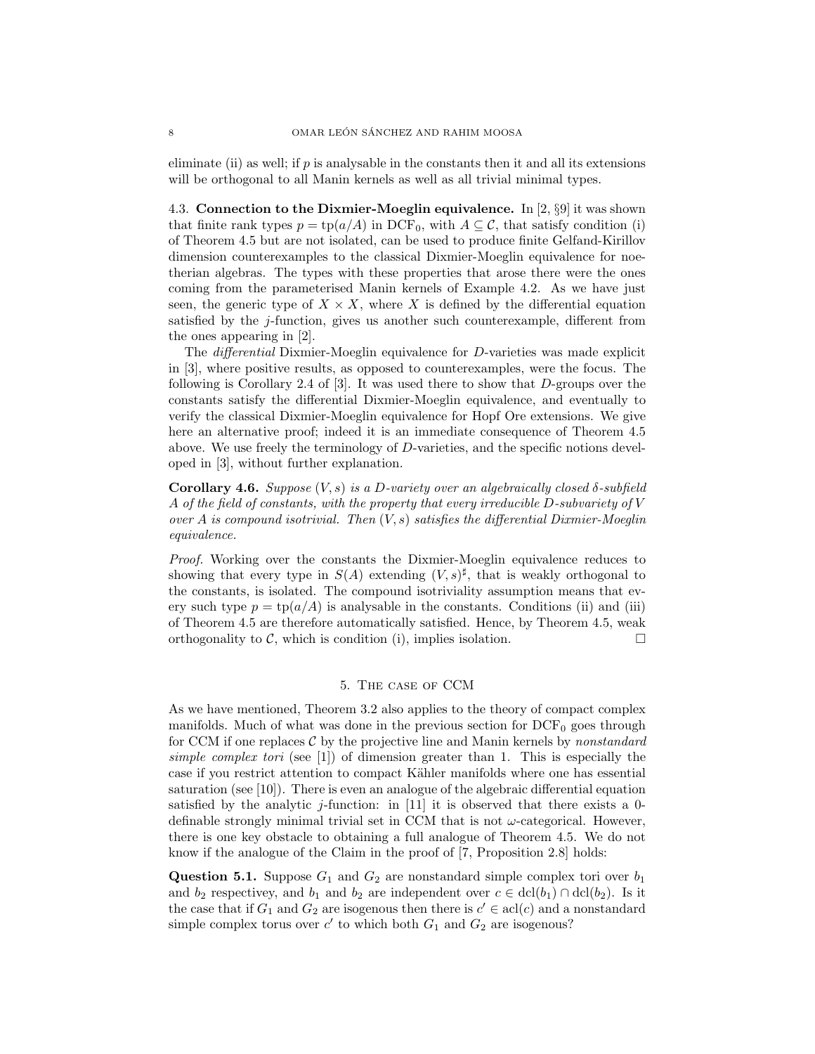eliminate (ii) as well; if $p$ is analysable in the constants then it and all its extensions will be orthogonal to all Manin kernels as well as all trivial minimal types.

**4.3. Connection to the Dixmier-Moeglin equivalence.** In [2, §9] it was shown that finite rank types $p = \text{tp}(a/A)$ in $\text{DCF}_0$, with $A \subseteq \mathcal{C}$, that satisfy condition (i) of Theorem 4.5 but are not isolated, can be used to produce finite Gelfand-Kirillov dimension counterexamples to the classical Dixmier-Moeglin equivalence for noetherian algebras. The types with these properties that arose there were the ones coming from the parameterised Manin kernels of Example 4.2. As we have just seen, the generic type of $X \times X$, where $X$ is defined by the differential equation satisfied by the $j$-function, gives us another such counterexample, different from the ones appearing in [2].

The *differential* Dixmier-Moeglin equivalence for $D$-varieties was made explicit in [3], where positive results, as opposed to counterexamples, were the focus. The following is Corollary 2.4 of [3]. It was used there to show that $D$-groups over the constants satisfy the differential Dixmier-Moeglin equivalence, and eventually to verify the classical Dixmier-Moeglin equivalence for Hopf Ore extensions. We give here an alternative proof; indeed it is an immediate consequence of Theorem 4.5 above. We use freely the terminology of $D$-varieties, and the specific notions developed in [3], without further explanation.

**Corollary 4.6.** *Suppose $(V, s)$ is a $D$-variety over an algebraically closed $\delta$-subfield $A$ of the field of constants, with the property that every irreducible $D$-subvariety of $V$ over $A$ is compound isotrivial. Then $(V, s)$ satisfies the differential Dixmier-Moeglin equivalence.*

*Proof.* Working over the constants the Dixmier-Moeglin equivalence reduces to showing that every type in $S(A)$ extending $(V, s)^\sharp$, that is weakly orthogonal to the constants, is isolated. The compound isotriviality assumption means that every such type $p = \text{tp}(a/A)$ is analysable in the constants. Conditions (ii) and (iii) of Theorem 4.5 are therefore automatically satisfied. Hence, by Theorem 4.5, weak orthogonality to $\mathcal{C}$, which is condition (i), implies isolation. $\square$

## 5. The case of CCM

As we have mentioned, Theorem 3.2 also applies to the theory of compact complex manifolds. Much of what was done in the previous section for $\text{DCF}_0$ goes through for CCM if one replaces $\mathcal{C}$ by the projective line and Manin kernels by *nonstandard simple complex tori* (see [1]) of dimension greater than 1. This is especially the case if you restrict attention to compact Kähler manifolds where one has essential saturation (see [10]). There is even an analogue of the algebraic differential equation satisfied by the analytic $j$-function: in [11] it is observed that there exists a 0-definable strongly minimal trivial set in CCM that is not $\omega$-categorical. However, there is one key obstacle to obtaining a full analogue of Theorem 4.5. We do not know if the analogue of the Claim in the proof of [7, Proposition 2.8] holds:

**Question 5.1.** Suppose $G_1$ and $G_2$ are nonstandard simple complex tori over $b_1$ and $b_2$ respectivey, and $b_1$ and $b_2$ are independent over $c \in \text{dcl}(b_1) \cap \text{dcl}(b_2)$. Is it the case that if $G_1$ and $G_2$ are isogenous then there is $c' \in \text{acl}(c)$ and a nonstandard simple complex torus over $c'$ to which both $G_1$ and $G_2$ are isogenous?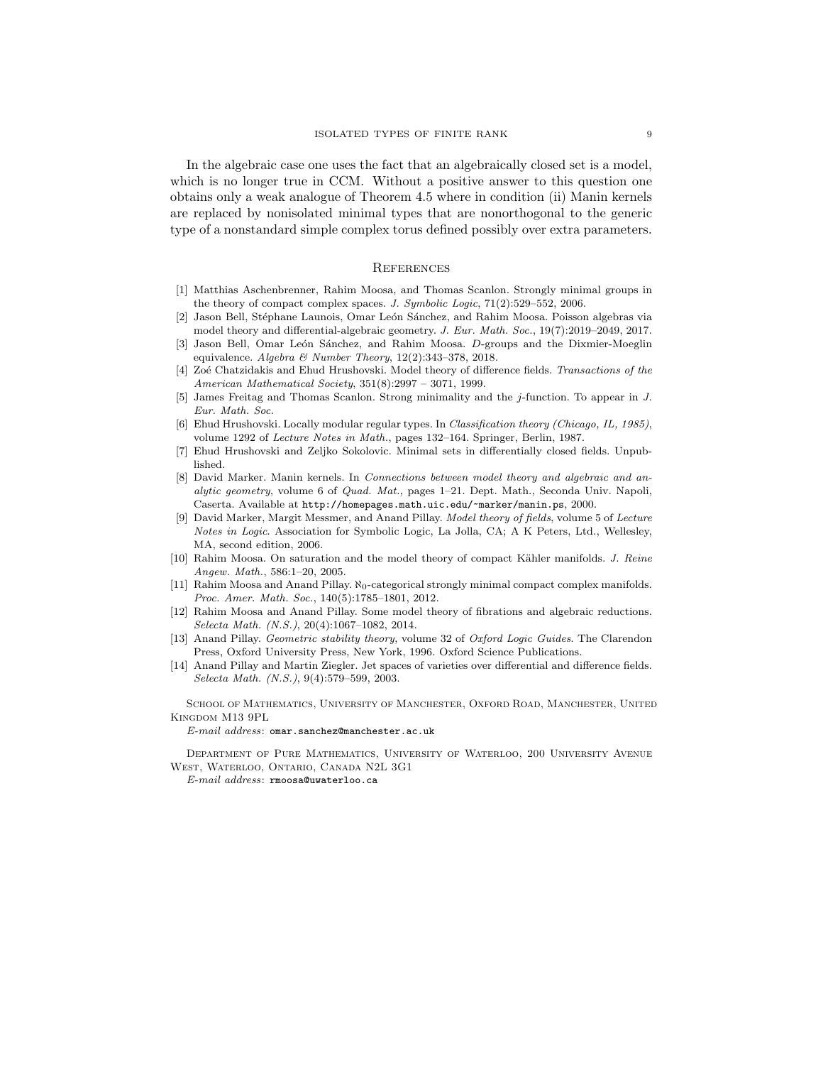In the algebraic case one uses the fact that an algebraically closed set is a model, which is no longer true in CCM. Without a positive answer to this question one obtains only a weak analogue of Theorem 4.5 where in condition (ii) Manin kernels are replaced by nonisolated minimal types that are nonorthogonal to the generic type of a nonstandard simple complex torus defined possibly over extra parameters.

## References

[1] Matthias Aschenbrenner, Rahim Moosa, and Thomas Scanlon. Strongly minimal groups in the theory of compact complex spaces. *J. Symbolic Logic*, 71(2):529–552, 2006.

[2] Jason Bell, Stéphane Launois, Omar León Sánchez, and Rahim Moosa. Poisson algebras via model theory and differential-algebraic geometry. *J. Eur. Math. Soc.*, 19(7):2019–2049, 2017.

[3] Jason Bell, Omar León Sánchez, and Rahim Moosa. $D$-groups and the Dixmier-Moeglin equivalence. *Algebra & Number Theory*, 12(2):343–378, 2018.

[4] Zoé Chatzidakis and Ehud Hrushovski. Model theory of difference fields. *Transactions of the American Mathematical Society*, 351(8):2997 – 3071, 1999.

[5] James Freitag and Thomas Scanlon. Strong minimality and the $j$-function. To appear in *J. Eur. Math. Soc.*

[6] Ehud Hrushovski. Locally modular regular types. In *Classification theory (Chicago, IL, 1985)*, volume 1292 of *Lecture Notes in Math.*, pages 132–164. Springer, Berlin, 1987.

[7] Ehud Hrushovski and Zeljko Sokolovic. Minimal sets in differentially closed fields. Unpublished.

[8] David Marker. Manin kernels. In *Connections between model theory and algebraic and analytic geometry*, volume 6 of *Quad. Mat.*, pages 1–21. Dept. Math., Seconda Univ. Napoli, Caserta. Available at http://homepages.math.uic.edu/~marker/manin.ps, 2000.

[9] David Marker, Margit Messmer, and Anand Pillay. *Model theory of fields*, volume 5 of *Lecture Notes in Logic*. Association for Symbolic Logic, La Jolla, CA; A K Peters, Ltd., Wellesley, MA, second edition, 2006.

[10] Rahim Moosa. On saturation and the model theory of compact Kähler manifolds. *J. Reine Angew. Math.*, 586:1–20, 2005.

[11] Rahim Moosa and Anand Pillay. $\aleph_0$-categorical strongly minimal compact complex manifolds. *Proc. Amer. Math. Soc.*, 140(5):1785–1801, 2012.

[12] Rahim Moosa and Anand Pillay. Some model theory of fibrations and algebraic reductions. *Selecta Math. (N.S.)*, 20(4):1067–1082, 2014.

[13] Anand Pillay. *Geometric stability theory*, volume 32 of *Oxford Logic Guides*. The Clarendon Press, Oxford University Press, New York, 1996. Oxford Science Publications.

[14] Anand Pillay and Martin Ziegler. Jet spaces of varieties over differential and difference fields. *Selecta Math. (N.S.)*, 9(4):579–599, 2003.

School of Mathematics, University of Manchester, Oxford Road, Manchester, United Kingdom M13 9PL

*E-mail address*: omar.sanchez@manchester.ac.uk

Department of Pure Mathematics, University of Waterloo, 200 University Avenue West, Waterloo, Ontario, Canada N2L 3G1

*E-mail address*: rmoosa@uwaterloo.ca